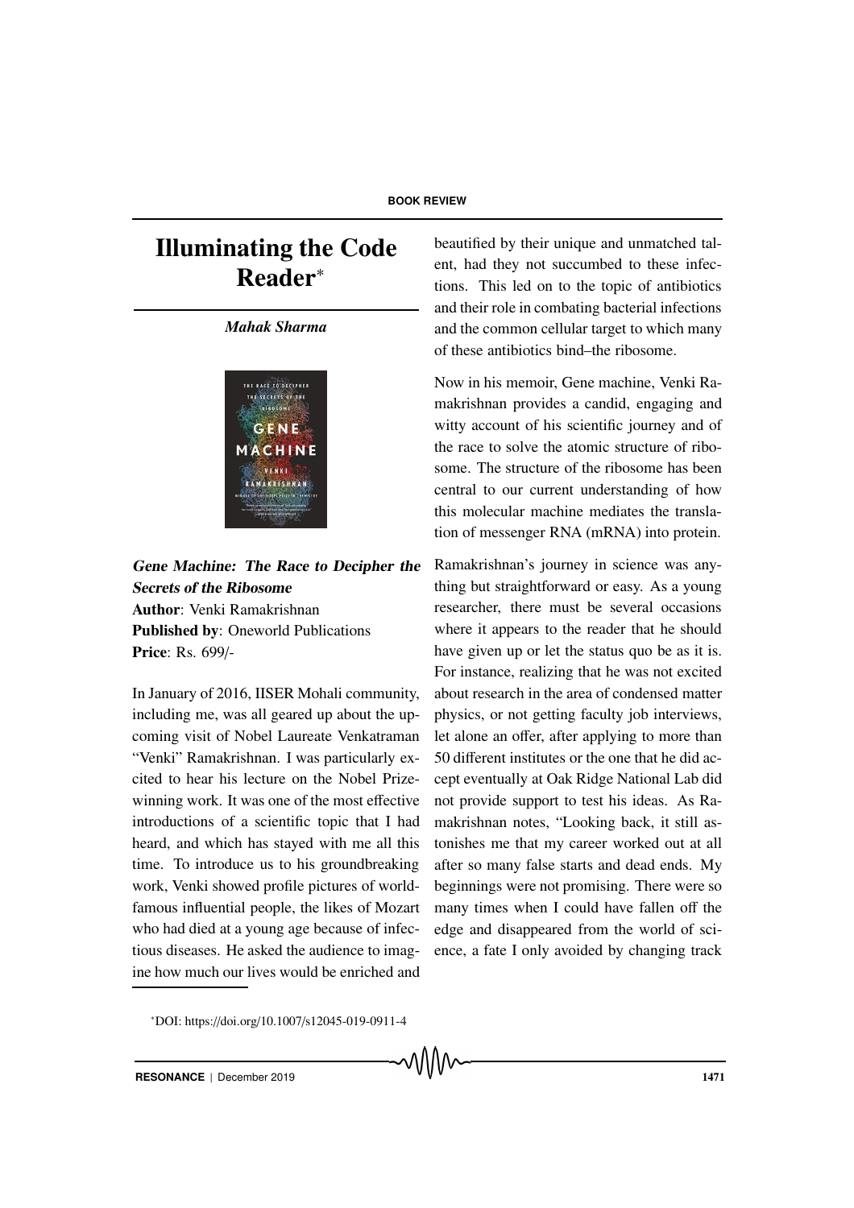# Illuminating the Code Reader[*]

*Mahak Sharma*

***Gene Machine: The Race to Decipher the Secrets of the Ribosome***
**Author**: Venki Ramakrishnan
**Published by**: Oneworld Publications
**Price**: Rs. 699/-

In January of 2016, IISER Mohali community, including me, was all geared up about the upcoming visit of Nobel Laureate Venkatraman "Venki" Ramakrishnan. I was particularly excited to hear his lecture on the Nobel Prize-winning work. It was one of the most effective introductions of a scientific topic that I had heard, and which has stayed with me all this time. To introduce us to his groundbreaking work, Venki showed profile pictures of world-famous influential people, the likes of Mozart who had died at a young age because of infectious diseases. He asked the audience to imagine how much our lives would be enriched and beautified by their unique and unmatched talent, had they not succumbed to these infections. This led on to the topic of antibiotics and their role in combating bacterial infections and the common cellular target to which many of these antibiotics bind–the ribosome.

Now in his memoir, Gene machine, Venki Ramakrishnan provides a candid, engaging and witty account of his scientific journey and of the race to solve the atomic structure of ribosome. The structure of the ribosome has been central to our current understanding of how this molecular machine mediates the translation of messenger RNA (mRNA) into protein.

Ramakrishnan's journey in science was anything but straightforward or easy. As a young researcher, there must be several occasions where it appears to the reader that he should have given up or let the status quo be as it is. For instance, realizing that he was not excited about research in the area of condensed matter physics, or not getting faculty job interviews, let alone an offer, after applying to more than 50 different institutes or the one that he did accept eventually at Oak Ridge National Lab did not provide support to test his ideas. As Ramakrishnan notes, "Looking back, it still astonishes me that my career worked out at all after so many false starts and dead ends. My beginnings were not promising. There were so many times when I could have fallen off the edge and disappeared from the world of science, a fate I only avoided by changing track

[*]DOI: https://doi.org/10.1007/s12045-019-0911-4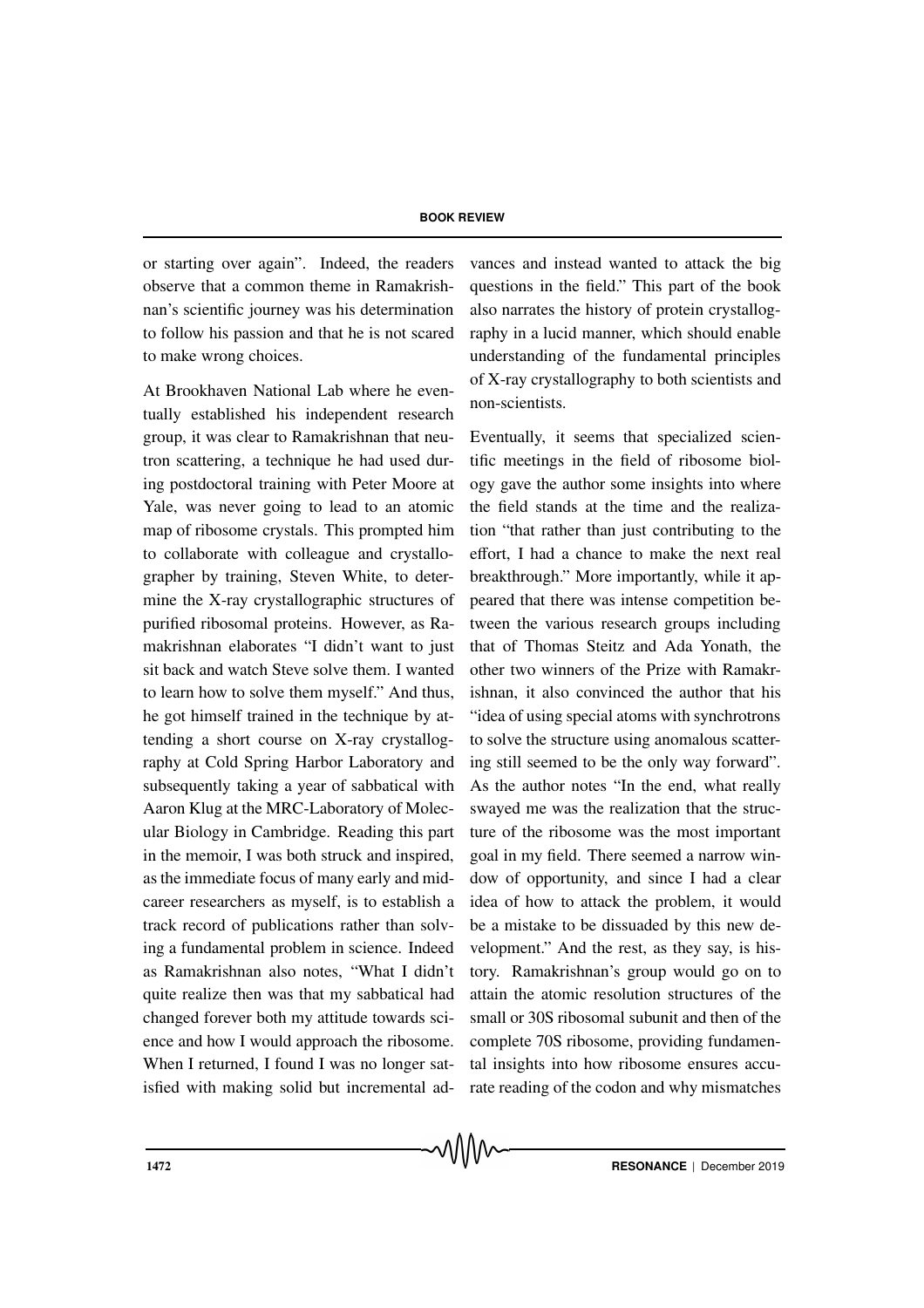or starting over again". Indeed, the readers observe that a common theme in Ramakrishnan's scientific journey was his determination to follow his passion and that he is not scared to make wrong choices.

At Brookhaven National Lab where he eventually established his independent research group, it was clear to Ramakrishnan that neutron scattering, a technique he had used during postdoctoral training with Peter Moore at Yale, was never going to lead to an atomic map of ribosome crystals. This prompted him to collaborate with colleague and crystallographer by training, Steven White, to determine the X-ray crystallographic structures of purified ribosomal proteins. However, as Ramakrishnan elaborates "I didn't want to just sit back and watch Steve solve them. I wanted to learn how to solve them myself." And thus, he got himself trained in the technique by attending a short course on X-ray crystallography at Cold Spring Harbor Laboratory and subsequently taking a year of sabbatical with Aaron Klug at the MRC-Laboratory of Molecular Biology in Cambridge. Reading this part in the memoir, I was both struck and inspired, as the immediate focus of many early and mid-career researchers as myself, is to establish a track record of publications rather than solving a fundamental problem in science. Indeed as Ramakrishnan also notes, "What I didn't quite realize then was that my sabbatical had changed forever both my attitude towards science and how I would approach the ribosome. When I returned, I found I was no longer satisfied with making solid but incremental advances and instead wanted to attack the big questions in the field." This part of the book also narrates the history of protein crystallography in a lucid manner, which should enable understanding of the fundamental principles of X-ray crystallography to both scientists and non-scientists.

Eventually, it seems that specialized scientific meetings in the field of ribosome biology gave the author some insights into where the field stands at the time and the realization "that rather than just contributing to the effort, I had a chance to make the next real breakthrough." More importantly, while it appeared that there was intense competition between the various research groups including that of Thomas Steitz and Ada Yonath, the other two winners of the Prize with Ramakrishnan, it also convinced the author that his "idea of using special atoms with synchrotrons to solve the structure using anomalous scattering still seemed to be the only way forward". As the author notes "In the end, what really swayed me was the realization that the structure of the ribosome was the most important goal in my field. There seemed a narrow window of opportunity, and since I had a clear idea of how to attack the problem, it would be a mistake to be dissuaded by this new development." And the rest, as they say, is history. Ramakrishnan's group would go on to attain the atomic resolution structures of the small or 30S ribosomal subunit and then of the complete 70S ribosome, providing fundamental insights into how ribosome ensures accurate reading of the codon and why mismatches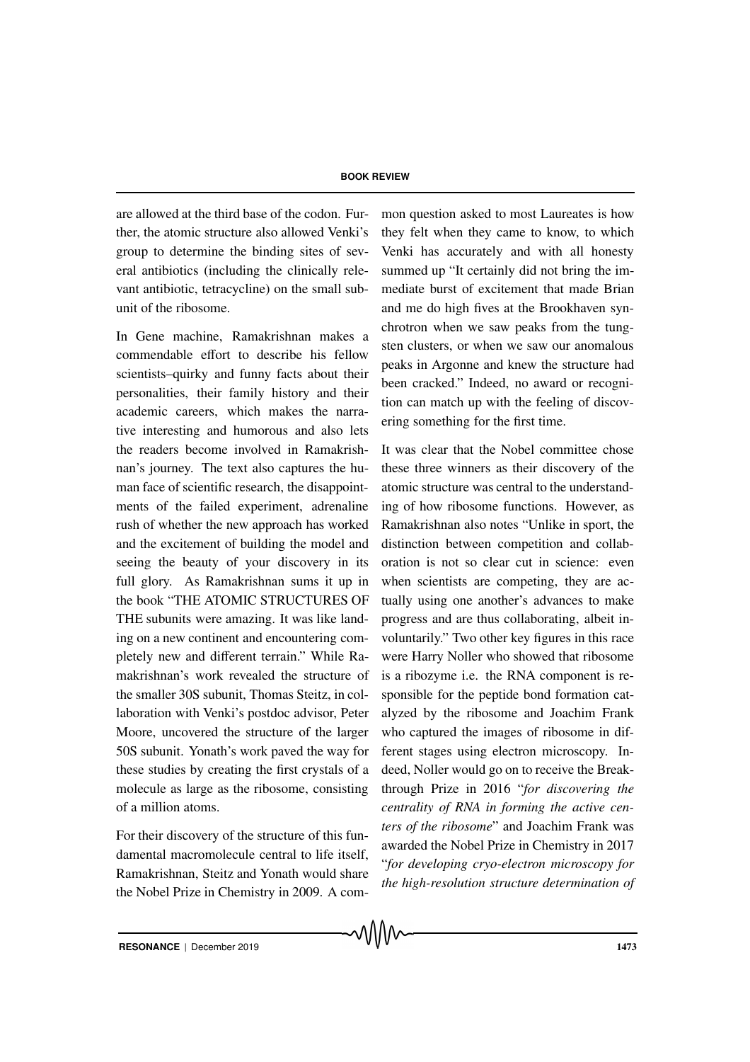are allowed at the third base of the codon. Further, the atomic structure also allowed Venki's group to determine the binding sites of several antibiotics (including the clinically relevant antibiotic, tetracycline) on the small subunit of the ribosome.

In Gene machine, Ramakrishnan makes a commendable effort to describe his fellow scientists–quirky and funny facts about their personalities, their family history and their academic careers, which makes the narrative interesting and humorous and also lets the readers become involved in Ramakrishnan's journey. The text also captures the human face of scientific research, the disappointments of the failed experiment, adrenaline rush of whether the new approach has worked and the excitement of building the model and seeing the beauty of your discovery in its full glory. As Ramakrishnan sums it up in the book "THE ATOMIC STRUCTURES OF THE subunits were amazing. It was like landing on a new continent and encountering completely new and different terrain." While Ramakrishnan's work revealed the structure of the smaller 30S subunit, Thomas Steitz, in collaboration with Venki's postdoc advisor, Peter Moore, uncovered the structure of the larger 50S subunit. Yonath's work paved the way for these studies by creating the first crystals of a molecule as large as the ribosome, consisting of a million atoms.

For their discovery of the structure of this fundamental macromolecule central to life itself, Ramakrishnan, Steitz and Yonath would share the Nobel Prize in Chemistry in 2009. A common question asked to most Laureates is how they felt when they came to know, to which Venki has accurately and with all honesty summed up "It certainly did not bring the immediate burst of excitement that made Brian and me do high fives at the Brookhaven synchrotron when we saw peaks from the tungsten clusters, or when we saw our anomalous peaks in Argonne and knew the structure had been cracked." Indeed, no award or recognition can match up with the feeling of discovering something for the first time.

It was clear that the Nobel committee chose these three winners as their discovery of the atomic structure was central to the understanding of how ribosome functions. However, as Ramakrishnan also notes "Unlike in sport, the distinction between competition and collaboration is not so clear cut in science: even when scientists are competing, they are actually using one another's advances to make progress and are thus collaborating, albeit involuntarily." Two other key figures in this race were Harry Noller who showed that ribosome is a ribozyme i.e. the RNA component is responsible for the peptide bond formation catalyzed by the ribosome and Joachim Frank who captured the images of ribosome in different stages using electron microscopy. Indeed, Noller would go on to receive the Breakthrough Prize in 2016 "*for discovering the centrality of RNA in forming the active centers of the ribosome*" and Joachim Frank was awarded the Nobel Prize in Chemistry in 2017 "*for developing cryo-electron microscopy for the high-resolution structure determination of*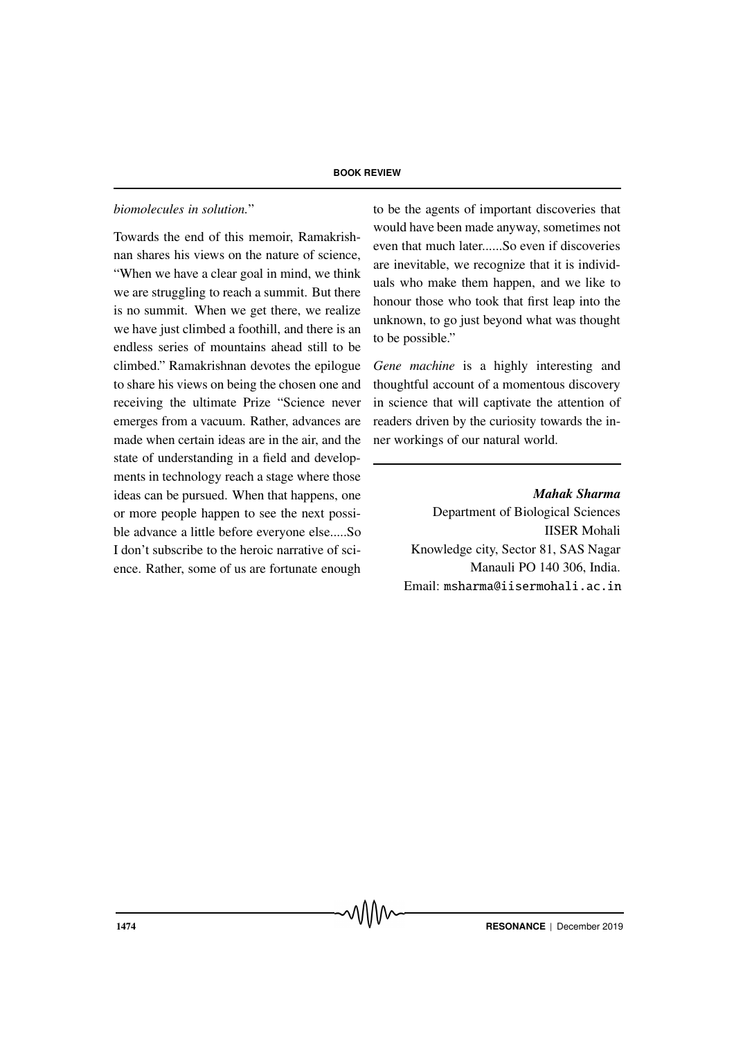*biomolecules in solution.*"

Towards the end of this memoir, Ramakrishnan shares his views on the nature of science, "When we have a clear goal in mind, we think we are struggling to reach a summit. But there is no summit. When we get there, we realize we have just climbed a foothill, and there is an endless series of mountains ahead still to be climbed." Ramakrishnan devotes the epilogue to share his views on being the chosen one and receiving the ultimate Prize "Science never emerges from a vacuum. Rather, advances are made when certain ideas are in the air, and the state of understanding in a field and developments in technology reach a stage where those ideas can be pursued. When that happens, one or more people happen to see the next possible advance a little before everyone else.....So I don't subscribe to the heroic narrative of science. Rather, some of us are fortunate enough to be the agents of important discoveries that would have been made anyway, sometimes not even that much later......So even if discoveries are inevitable, we recognize that it is individuals who make them happen, and we like to honour those who took that first leap into the unknown, to go just beyond what was thought to be possible."

*Gene machine* is a highly interesting and thoughtful account of a momentous discovery in science that will captivate the attention of readers driven by the curiosity towards the inner workings of our natural world.

---

***Mahak Sharma***
Department of Biological Sciences
IISER Mohali
Knowledge city, Sector 81, SAS Nagar
Manauli PO 140 306, India.
Email: msharma@iisermohali.ac.in